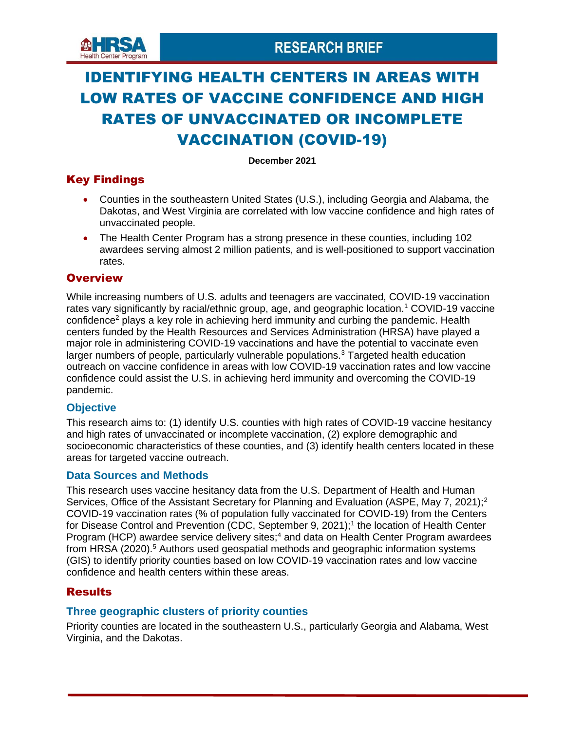HRSA Health Center Program

RESEARCH BRIEF

# IDENTIFYING HEALTH CENTERS IN AREAS WITH LOW RATES OF VACCINE CONFIDENCE AND HIGH RATES OF UNVACCINATED OR INCOMPLETE VACCINATION (COVID-19)

**December 2021**

## Key Findings

- Counties in the southeastern United States (U.S.), including Georgia and Alabama, the Dakotas, and West Virginia are correlated with low vaccine confidence and high rates of unvaccinated people.
- The Health Center Program has a strong presence in these counties, including 102 awardees serving almost 2 million patients, and is well-positioned to support vaccination rates.

## Overview

While increasing numbers of U.S. adults and teenagers are vaccinated, COVID-19 vaccination rates vary significantly by racial/ethnic group, age, and geographic location.[1] COVID-19 vaccine confidence[2] plays a key role in achieving herd immunity and curbing the pandemic. Health centers funded by the Health Resources and Services Administration (HRSA) have played a major role in administering COVID-19 vaccinations and have the potential to vaccinate even larger numbers of people, particularly vulnerable populations.[3] Targeted health education outreach on vaccine confidence in areas with low COVID-19 vaccination rates and low vaccine confidence could assist the U.S. in achieving herd immunity and overcoming the COVID-19 pandemic.

### Objective

This research aims to: (1) identify U.S. counties with high rates of COVID-19 vaccine hesitancy and high rates of unvaccinated or incomplete vaccination, (2) explore demographic and socioeconomic characteristics of these counties, and (3) identify health centers located in these areas for targeted vaccine outreach.

### Data Sources and Methods

This research uses vaccine hesitancy data from the U.S. Department of Health and Human Services, Office of the Assistant Secretary for Planning and Evaluation (ASPE, May 7, 2021);[2] COVID-19 vaccination rates (% of population fully vaccinated for COVID-19) from the Centers for Disease Control and Prevention (CDC, September 9, 2021);[1] the location of Health Center Program (HCP) awardee service delivery sites;[4] and data on Health Center Program awardees from HRSA (2020).[5] Authors used geospatial methods and geographic information systems (GIS) to identify priority counties based on low COVID-19 vaccination rates and low vaccine confidence and health centers within these areas.

## Results

### Three geographic clusters of priority counties

Priority counties are located in the southeastern U.S., particularly Georgia and Alabama, West Virginia, and the Dakotas.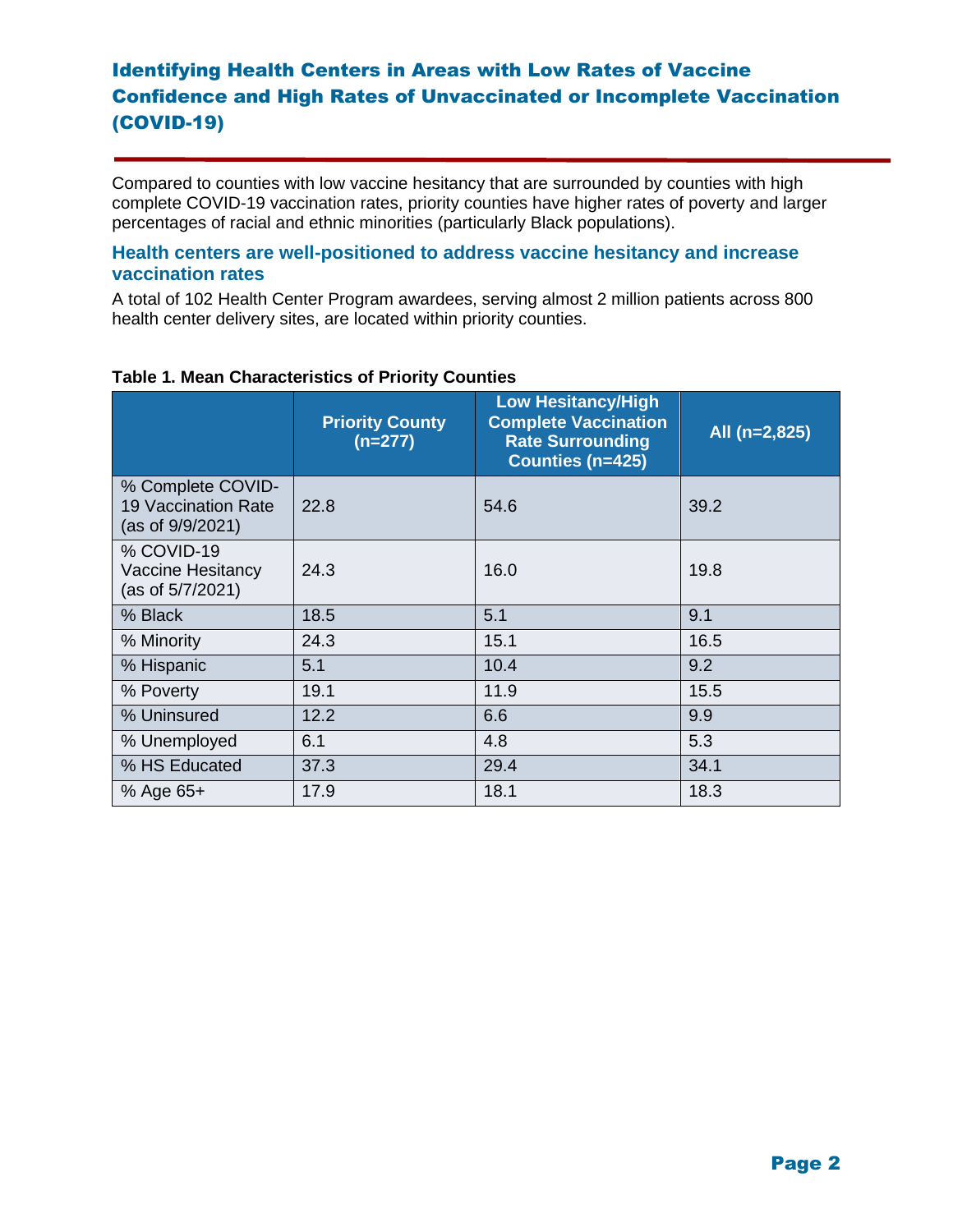## Identifying Health Centers in Areas with Low Rates of Vaccine Confidence and High Rates of Unvaccinated or Incomplete Vaccination (COVID-19)

Compared to counties with low vaccine hesitancy that are surrounded by counties with high complete COVID-19 vaccination rates, priority counties have higher rates of poverty and larger percentages of racial and ethnic minorities (particularly Black populations).

### Health centers are well-positioned to address vaccine hesitancy and increase vaccination rates

A total of 102 Health Center Program awardees, serving almost 2 million patients across 800 health center delivery sites, are located within priority counties.

**Table 1. Mean Characteristics of Priority Counties**

| | Priority County (n=277) | Low Hesitancy/High Complete Vaccination Rate Surrounding Counties (n=425) | All (n=2,825) |
|---|---|---|---|
| % Complete COVID-19 Vaccination Rate (as of 9/9/2021) | 22.8 | 54.6 | 39.2 |
| % COVID-19 Vaccine Hesitancy (as of 5/7/2021) | 24.3 | 16.0 | 19.8 |
| % Black | 18.5 | 5.1 | 9.1 |
| % Minority | 24.3 | 15.1 | 16.5 |
| % Hispanic | 5.1 | 10.4 | 9.2 |
| % Poverty | 19.1 | 11.9 | 15.5 |
| % Uninsured | 12.2 | 6.6 | 9.9 |
| % Unemployed | 6.1 | 4.8 | 5.3 |
| % HS Educated | 37.3 | 29.4 | 34.1 |
| % Age 65+ | 17.9 | 18.1 | 18.3 |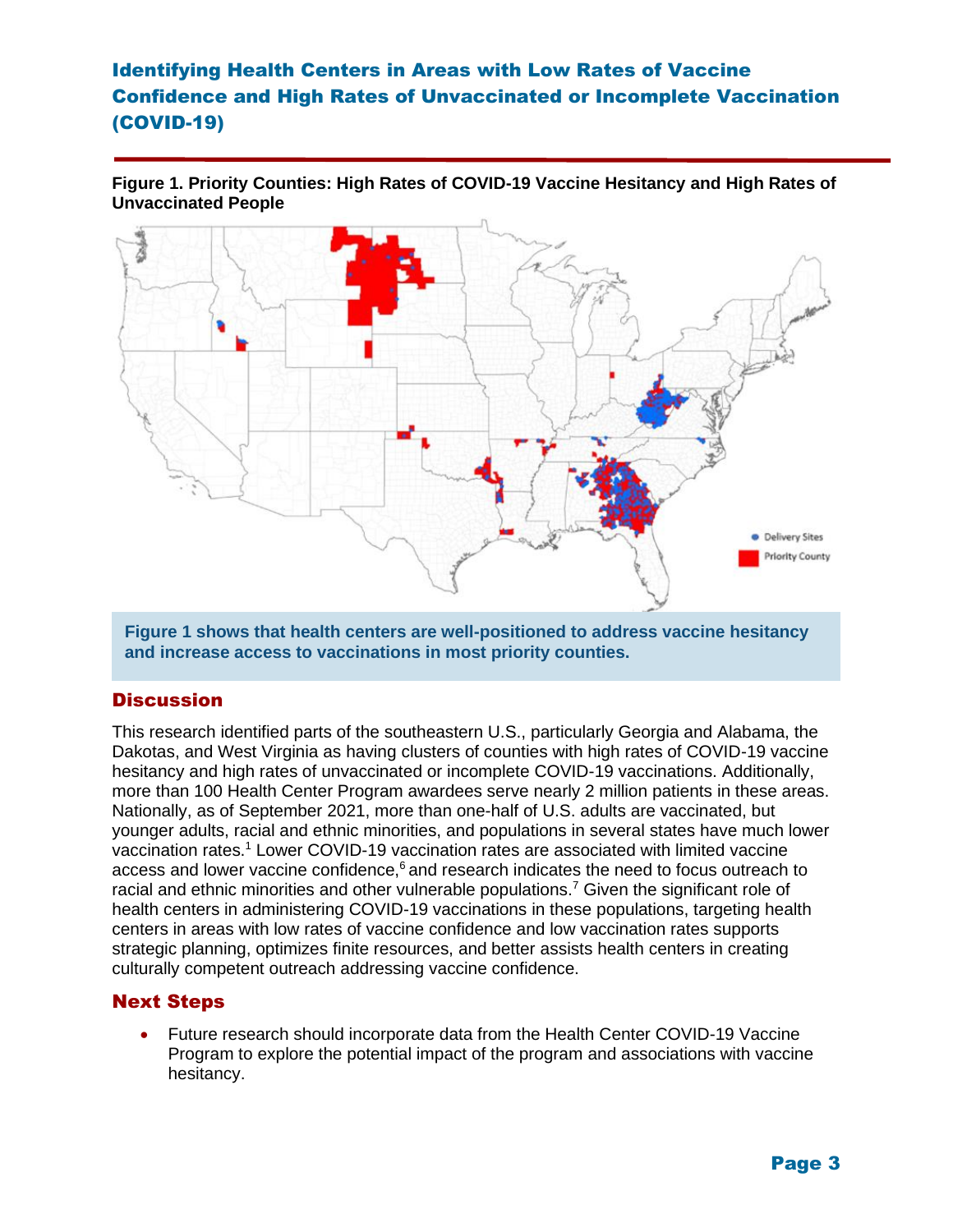# Identifying Health Centers in Areas with Low Rates of Vaccine Confidence and High Rates of Unvaccinated or Incomplete Vaccination (COVID-19)

**Figure 1. Priority Counties: High Rates of COVID-19 Vaccine Hesitancy and High Rates of Unvaccinated People**

**Figure 1 shows that health centers are well-positioned to address vaccine hesitancy and increase access to vaccinations in most priority counties.**

## Discussion

This research identified parts of the southeastern U.S., particularly Georgia and Alabama, the Dakotas, and West Virginia as having clusters of counties with high rates of COVID-19 vaccine hesitancy and high rates of unvaccinated or incomplete COVID-19 vaccinations. Additionally, more than 100 Health Center Program awardees serve nearly 2 million patients in these areas. Nationally, as of September 2021, more than one-half of U.S. adults are vaccinated, but younger adults, racial and ethnic minorities, and populations in several states have much lower vaccination rates.[1] Lower COVID-19 vaccination rates are associated with limited vaccine access and lower vaccine confidence,[6] and research indicates the need to focus outreach to racial and ethnic minorities and other vulnerable populations.[7] Given the significant role of health centers in administering COVID-19 vaccinations in these populations, targeting health centers in areas with low rates of vaccine confidence and low vaccination rates supports strategic planning, optimizes finite resources, and better assists health centers in creating culturally competent outreach addressing vaccine confidence.

## Next Steps

- Future research should incorporate data from the Health Center COVID-19 Vaccine Program to explore the potential impact of the program and associations with vaccine hesitancy.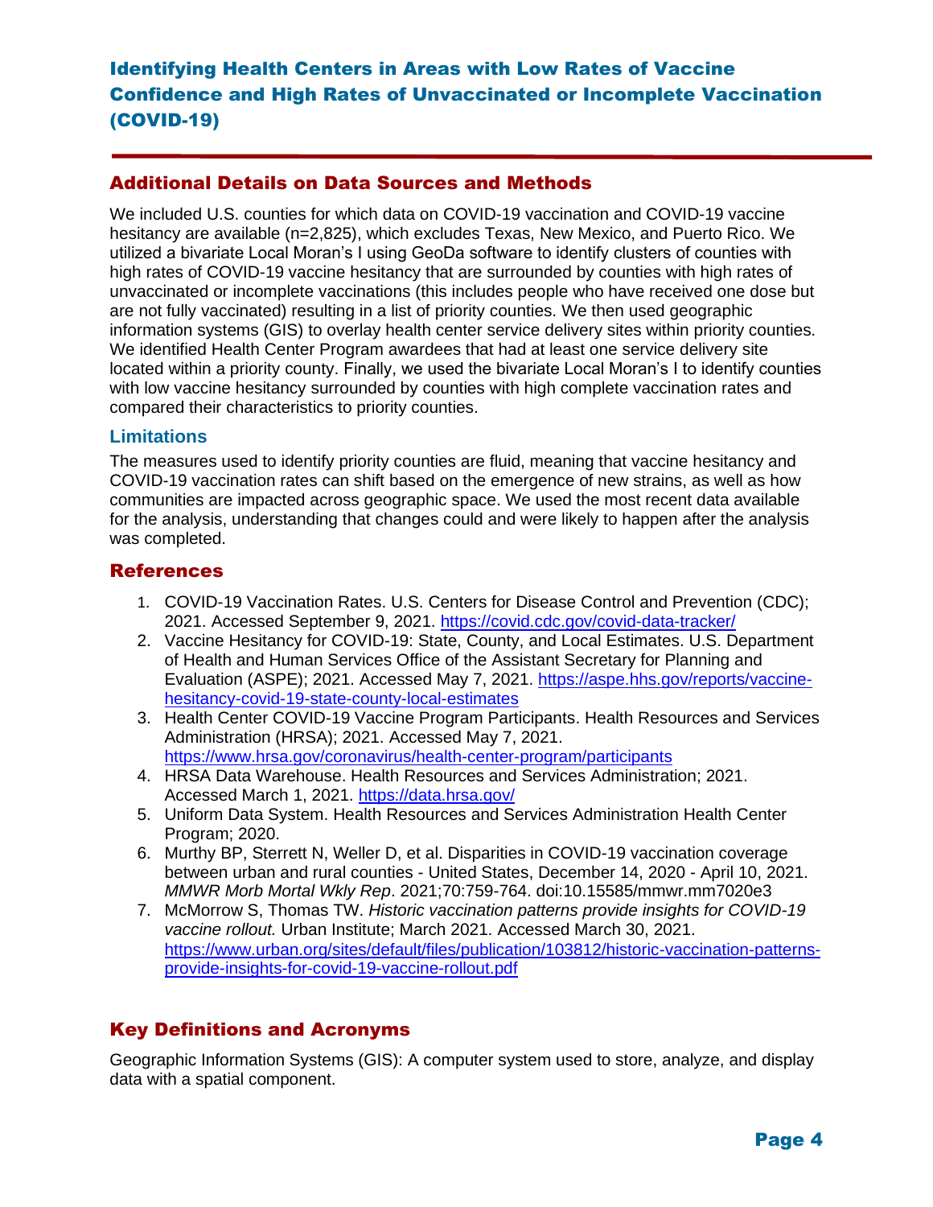# Identifying Health Centers in Areas with Low Rates of Vaccine Confidence and High Rates of Unvaccinated or Incomplete Vaccination (COVID-19)

## Additional Details on Data Sources and Methods

We included U.S. counties for which data on COVID-19 vaccination and COVID-19 vaccine hesitancy are available (n=2,825), which excludes Texas, New Mexico, and Puerto Rico. We utilized a bivariate Local Moran's I using GeoDa software to identify clusters of counties with high rates of COVID-19 vaccine hesitancy that are surrounded by counties with high rates of unvaccinated or incomplete vaccinations (this includes people who have received one dose but are not fully vaccinated) resulting in a list of priority counties. We then used geographic information systems (GIS) to overlay health center service delivery sites within priority counties. We identified Health Center Program awardees that had at least one service delivery site located within a priority county. Finally, we used the bivariate Local Moran's I to identify counties with low vaccine hesitancy surrounded by counties with high complete vaccination rates and compared their characteristics to priority counties.

### Limitations

The measures used to identify priority counties are fluid, meaning that vaccine hesitancy and COVID-19 vaccination rates can shift based on the emergence of new strains, as well as how communities are impacted across geographic space. We used the most recent data available for the analysis, understanding that changes could and were likely to happen after the analysis was completed.

## References

1. COVID-19 Vaccination Rates. U.S. Centers for Disease Control and Prevention (CDC); 2021. Accessed September 9, 2021. https://covid.cdc.gov/covid-data-tracker/
2. Vaccine Hesitancy for COVID-19: State, County, and Local Estimates. U.S. Department of Health and Human Services Office of the Assistant Secretary for Planning and Evaluation (ASPE); 2021. Accessed May 7, 2021. https://aspe.hhs.gov/reports/vaccine-hesitancy-covid-19-state-county-local-estimates
3. Health Center COVID-19 Vaccine Program Participants. Health Resources and Services Administration (HRSA); 2021. Accessed May 7, 2021. https://www.hrsa.gov/coronavirus/health-center-program/participants
4. HRSA Data Warehouse. Health Resources and Services Administration; 2021. Accessed March 1, 2021. https://data.hrsa.gov/
5. Uniform Data System. Health Resources and Services Administration Health Center Program; 2020.
6. Murthy BP, Sterrett N, Weller D, et al. Disparities in COVID-19 vaccination coverage between urban and rural counties - United States, December 14, 2020 - April 10, 2021. *MMWR Morb Mortal Wkly Rep*. 2021;70:759-764. doi:10.15585/mmwr.mm7020e3
7. McMorrow S, Thomas TW. *Historic vaccination patterns provide insights for COVID-19 vaccine rollout.* Urban Institute; March 2021. Accessed March 30, 2021. https://www.urban.org/sites/default/files/publication/103812/historic-vaccination-patterns-provide-insights-for-covid-19-vaccine-rollout.pdf

## Key Definitions and Acronyms

Geographic Information Systems (GIS): A computer system used to store, analyze, and display data with a spatial component.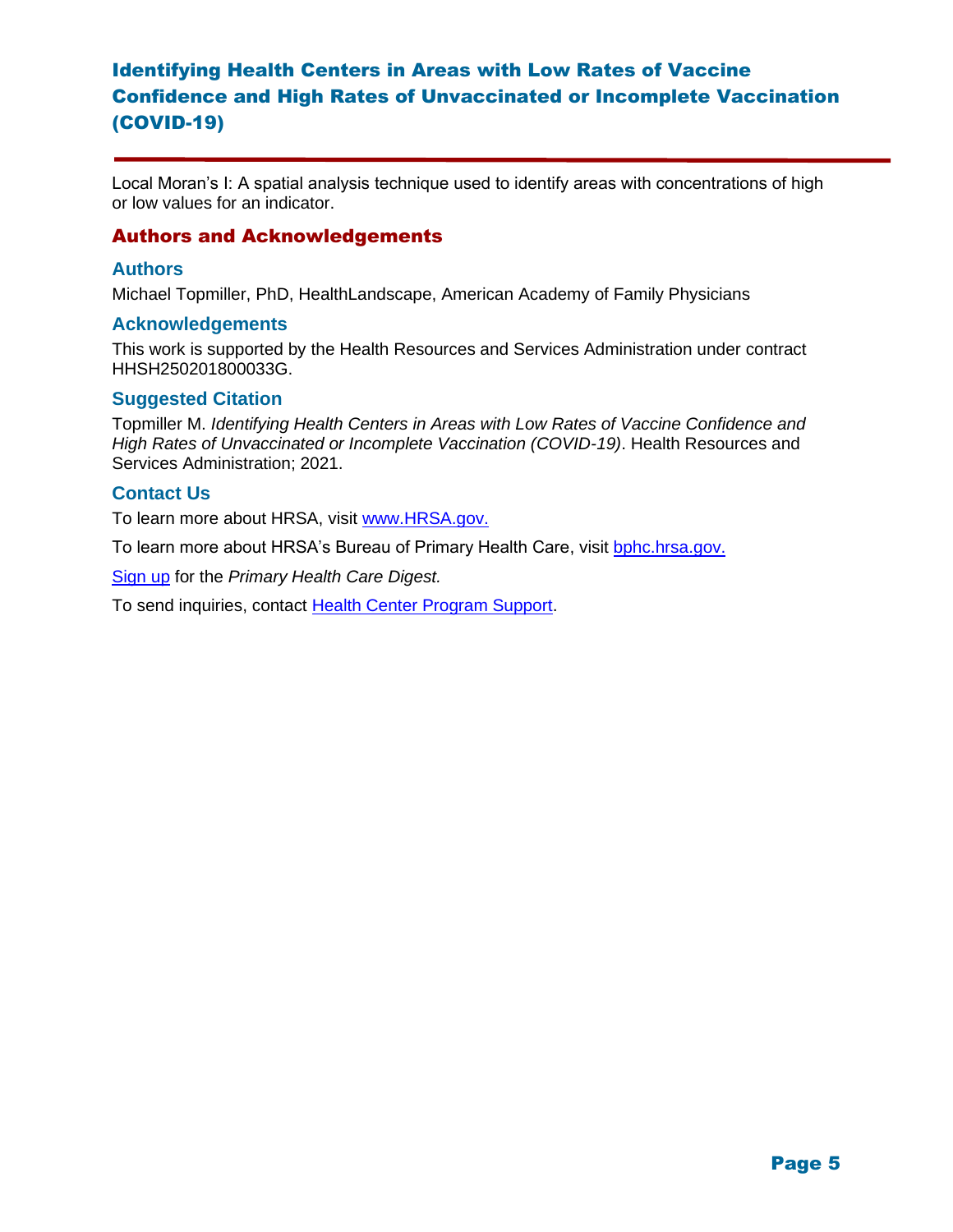Local Moran's I: A spatial analysis technique used to identify areas with concentrations of high or low values for an indicator.

## Authors and Acknowledgements

### Authors

Michael Topmiller, PhD, HealthLandscape, American Academy of Family Physicians

### Acknowledgements

This work is supported by the Health Resources and Services Administration under contract HHSH250201800033G.

### Suggested Citation

Topmiller M. *Identifying Health Centers in Areas with Low Rates of Vaccine Confidence and High Rates of Unvaccinated or Incomplete Vaccination (COVID-19)*. Health Resources and Services Administration; 2021.

### Contact Us

To learn more about HRSA, visit www.HRSA.gov.

To learn more about HRSA's Bureau of Primary Health Care, visit bphc.hrsa.gov.

Sign up for the *Primary Health Care Digest.*

To send inquiries, contact Health Center Program Support.